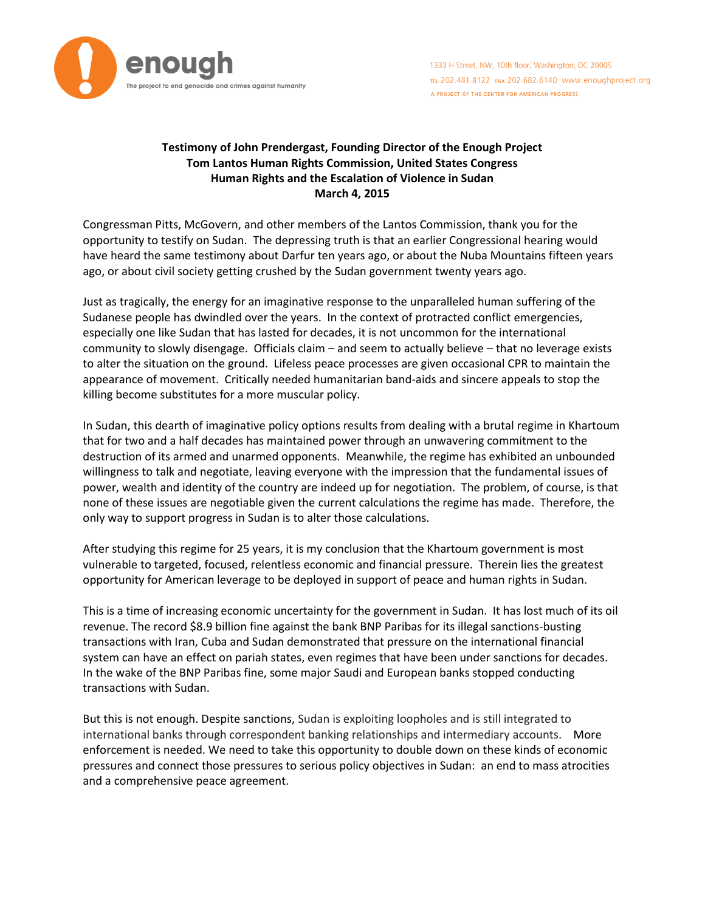enough

The project to end genocide and crimes against humanity

1333 H Street, NW, 10th floor, Washington, DC 20005
TEL 202.481.8122 FAX 202.682.6140 www.enoughproject.org
A PROJECT OF THE CENTER FOR AMERICAN PROGRESS

**Testimony of John Prendergast, Founding Director of the Enough Project**
**Tom Lantos Human Rights Commission, United States Congress**
**Human Rights and the Escalation of Violence in Sudan**
**March 4, 2015**

Congressman Pitts, McGovern, and other members of the Lantos Commission, thank you for the opportunity to testify on Sudan. The depressing truth is that an earlier Congressional hearing would have heard the same testimony about Darfur ten years ago, or about the Nuba Mountains fifteen years ago, or about civil society getting crushed by the Sudan government twenty years ago.

Just as tragically, the energy for an imaginative response to the unparalleled human suffering of the Sudanese people has dwindled over the years. In the context of protracted conflict emergencies, especially one like Sudan that has lasted for decades, it is not uncommon for the international community to slowly disengage. Officials claim – and seem to actually believe – that no leverage exists to alter the situation on the ground. Lifeless peace processes are given occasional CPR to maintain the appearance of movement. Critically needed humanitarian band-aids and sincere appeals to stop the killing become substitutes for a more muscular policy.

In Sudan, this dearth of imaginative policy options results from dealing with a brutal regime in Khartoum that for two and a half decades has maintained power through an unwavering commitment to the destruction of its armed and unarmed opponents. Meanwhile, the regime has exhibited an unbounded willingness to talk and negotiate, leaving everyone with the impression that the fundamental issues of power, wealth and identity of the country are indeed up for negotiation. The problem, of course, is that none of these issues are negotiable given the current calculations the regime has made. Therefore, the only way to support progress in Sudan is to alter those calculations.

After studying this regime for 25 years, it is my conclusion that the Khartoum government is most vulnerable to targeted, focused, relentless economic and financial pressure. Therein lies the greatest opportunity for American leverage to be deployed in support of peace and human rights in Sudan.

This is a time of increasing economic uncertainty for the government in Sudan. It has lost much of its oil revenue. The record $8.9 billion fine against the bank BNP Paribas for its illegal sanctions-busting transactions with Iran, Cuba and Sudan demonstrated that pressure on the international financial system can have an effect on pariah states, even regimes that have been under sanctions for decades. In the wake of the BNP Paribas fine, some major Saudi and European banks stopped conducting transactions with Sudan.

But this is not enough. Despite sanctions, Sudan is exploiting loopholes and is still integrated to international banks through correspondent banking relationships and intermediary accounts. More enforcement is needed. We need to take this opportunity to double down on these kinds of economic pressures and connect those pressures to serious policy objectives in Sudan: an end to mass atrocities and a comprehensive peace agreement.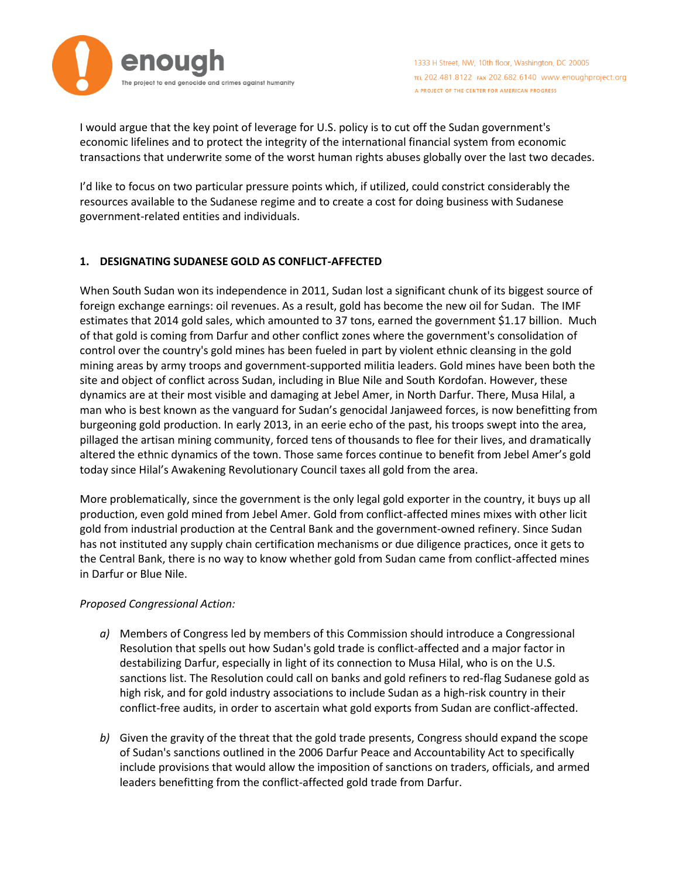I would argue that the key point of leverage for U.S. policy is to cut off the Sudan government's economic lifelines and to protect the integrity of the international financial system from economic transactions that underwrite some of the worst human rights abuses globally over the last two decades.

I'd like to focus on two particular pressure points which, if utilized, could constrict considerably the resources available to the Sudanese regime and to create a cost for doing business with Sudanese government-related entities and individuals.

**1. DESIGNATING SUDANESE GOLD AS CONFLICT-AFFECTED**

When South Sudan won its independence in 2011, Sudan lost a significant chunk of its biggest source of foreign exchange earnings: oil revenues. As a result, gold has become the new oil for Sudan. The IMF estimates that 2014 gold sales, which amounted to 37 tons, earned the government $1.17 billion. Much of that gold is coming from Darfur and other conflict zones where the government's consolidation of control over the country's gold mines has been fueled in part by violent ethnic cleansing in the gold mining areas by army troops and government-supported militia leaders. Gold mines have been both the site and object of conflict across Sudan, including in Blue Nile and South Kordofan. However, these dynamics are at their most visible and damaging at Jebel Amer, in North Darfur. There, Musa Hilal, a man who is best known as the vanguard for Sudan's genocidal Janjaweed forces, is now benefitting from burgeoning gold production. In early 2013, in an eerie echo of the past, his troops swept into the area, pillaged the artisan mining community, forced tens of thousands to flee for their lives, and dramatically altered the ethnic dynamics of the town. Those same forces continue to benefit from Jebel Amer's gold today since Hilal's Awakening Revolutionary Council taxes all gold from the area.

More problematically, since the government is the only legal gold exporter in the country, it buys up all production, even gold mined from Jebel Amer. Gold from conflict-affected mines mixes with other licit gold from industrial production at the Central Bank and the government-owned refinery. Since Sudan has not instituted any supply chain certification mechanisms or due diligence practices, once it gets to the Central Bank, there is no way to know whether gold from Sudan came from conflict-affected mines in Darfur or Blue Nile.

*Proposed Congressional Action:*

*a)* Members of Congress led by members of this Commission should introduce a Congressional Resolution that spells out how Sudan's gold trade is conflict-affected and a major factor in destabilizing Darfur, especially in light of its connection to Musa Hilal, who is on the U.S. sanctions list. The Resolution could call on banks and gold refiners to red-flag Sudanese gold as high risk, and for gold industry associations to include Sudan as a high-risk country in their conflict-free audits, in order to ascertain what gold exports from Sudan are conflict-affected.

*b)* Given the gravity of the threat that the gold trade presents, Congress should expand the scope of Sudan's sanctions outlined in the 2006 Darfur Peace and Accountability Act to specifically include provisions that would allow the imposition of sanctions on traders, officials, and armed leaders benefitting from the conflict-affected gold trade from Darfur.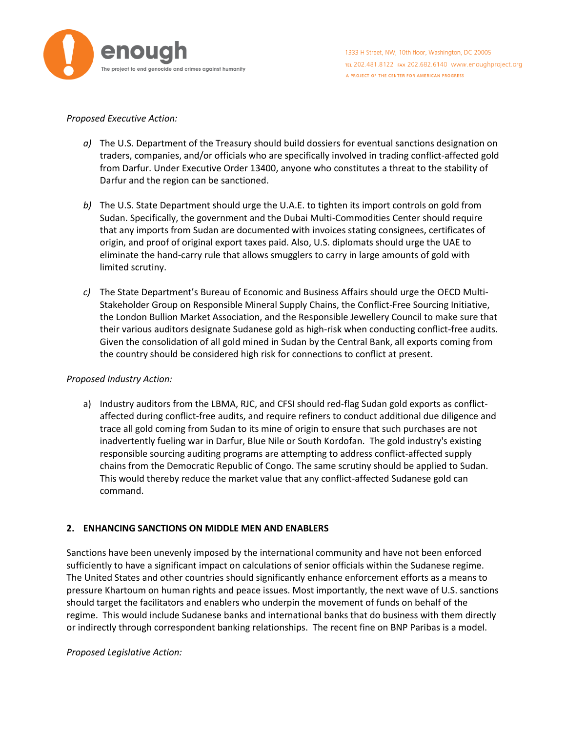*Proposed Executive Action:*

*a)* The U.S. Department of the Treasury should build dossiers for eventual sanctions designation on traders, companies, and/or officials who are specifically involved in trading conflict-affected gold from Darfur. Under Executive Order 13400, anyone who constitutes a threat to the stability of Darfur and the region can be sanctioned.

*b)* The U.S. State Department should urge the U.A.E. to tighten its import controls on gold from Sudan. Specifically, the government and the Dubai Multi-Commodities Center should require that any imports from Sudan are documented with invoices stating consignees, certificates of origin, and proof of original export taxes paid. Also, U.S. diplomats should urge the UAE to eliminate the hand-carry rule that allows smugglers to carry in large amounts of gold with limited scrutiny.

*c)* The State Department's Bureau of Economic and Business Affairs should urge the OECD Multi-Stakeholder Group on Responsible Mineral Supply Chains, the Conflict-Free Sourcing Initiative, the London Bullion Market Association, and the Responsible Jewellery Council to make sure that their various auditors designate Sudanese gold as high-risk when conducting conflict-free audits. Given the consolidation of all gold mined in Sudan by the Central Bank, all exports coming from the country should be considered high risk for connections to conflict at present.

*Proposed Industry Action:*

a) Industry auditors from the LBMA, RJC, and CFSI should red-flag Sudan gold exports as conflict-affected during conflict-free audits, and require refiners to conduct additional due diligence and trace all gold coming from Sudan to its mine of origin to ensure that such purchases are not inadvertently fueling war in Darfur, Blue Nile or South Kordofan. The gold industry's existing responsible sourcing auditing programs are attempting to address conflict-affected supply chains from the Democratic Republic of Congo. The same scrutiny should be applied to Sudan. This would thereby reduce the market value that any conflict-affected Sudanese gold can command.

**2. ENHANCING SANCTIONS ON MIDDLE MEN AND ENABLERS**

Sanctions have been unevenly imposed by the international community and have not been enforced sufficiently to have a significant impact on calculations of senior officials within the Sudanese regime. The United States and other countries should significantly enhance enforcement efforts as a means to pressure Khartoum on human rights and peace issues. Most importantly, the next wave of U.S. sanctions should target the facilitators and enablers who underpin the movement of funds on behalf of the regime. This would include Sudanese banks and international banks that do business with them directly or indirectly through correspondent banking relationships. The recent fine on BNP Paribas is a model.

*Proposed Legislative Action:*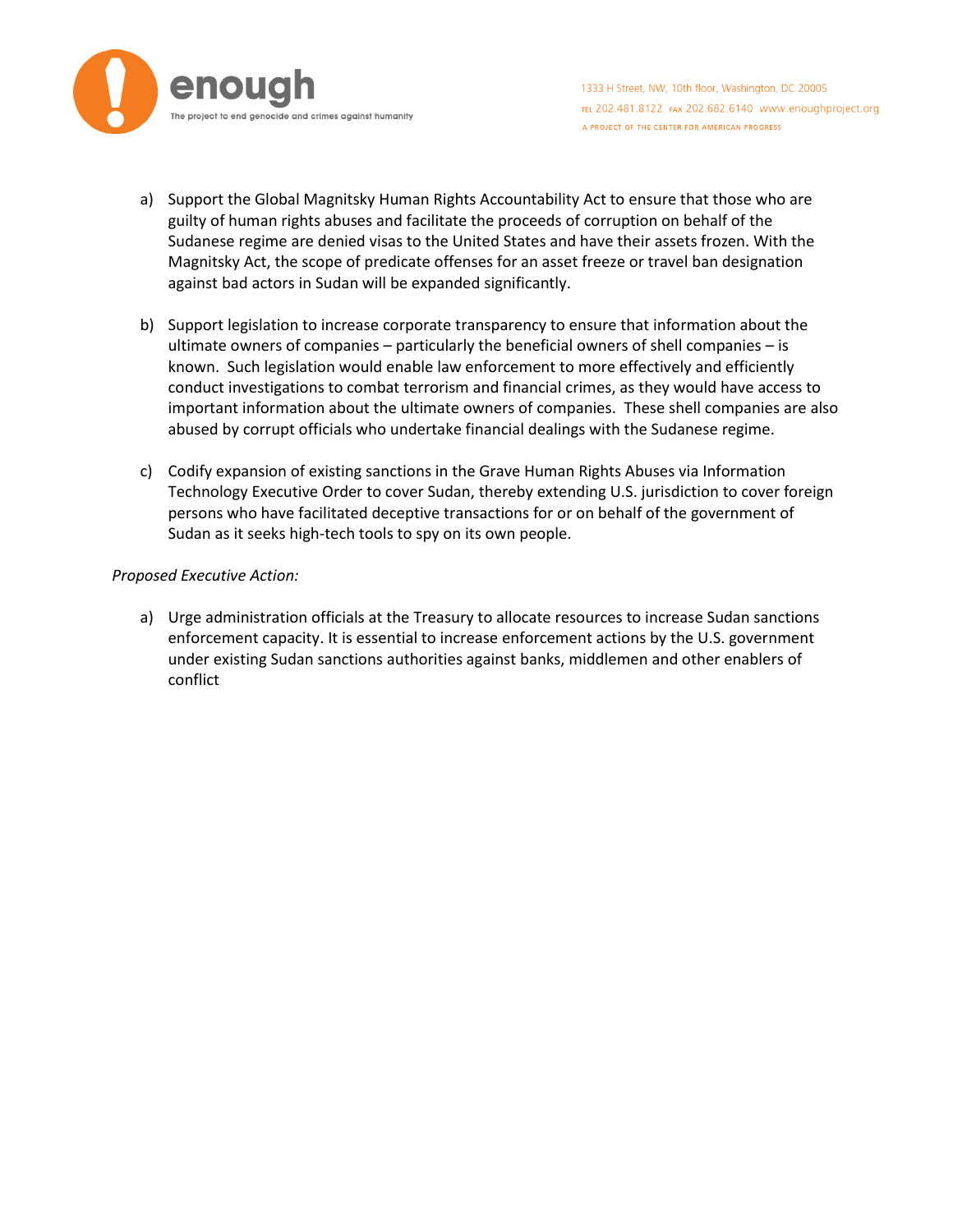a) Support the Global Magnitsky Human Rights Accountability Act to ensure that those who are guilty of human rights abuses and facilitate the proceeds of corruption on behalf of the Sudanese regime are denied visas to the United States and have their assets frozen. With the Magnitsky Act, the scope of predicate offenses for an asset freeze or travel ban designation against bad actors in Sudan will be expanded significantly.

b) Support legislation to increase corporate transparency to ensure that information about the ultimate owners of companies – particularly the beneficial owners of shell companies – is known. Such legislation would enable law enforcement to more effectively and efficiently conduct investigations to combat terrorism and financial crimes, as they would have access to important information about the ultimate owners of companies. These shell companies are also abused by corrupt officials who undertake financial dealings with the Sudanese regime.

c) Codify expansion of existing sanctions in the Grave Human Rights Abuses via Information Technology Executive Order to cover Sudan, thereby extending U.S. jurisdiction to cover foreign persons who have facilitated deceptive transactions for or on behalf of the government of Sudan as it seeks high-tech tools to spy on its own people.

*Proposed Executive Action:*

a) Urge administration officials at the Treasury to allocate resources to increase Sudan sanctions enforcement capacity. It is essential to increase enforcement actions by the U.S. government under existing Sudan sanctions authorities against banks, middlemen and other enablers of conflict